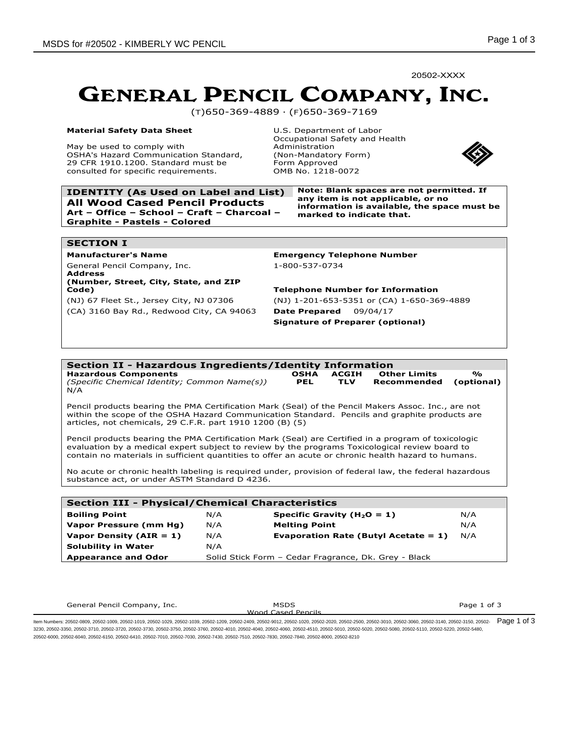20502-XXXX

# GENERAL PENCIL COMPANY, INC.

(T)650-369-4889 · (F)650-369-7169

**Material Safety Data Sheet**

May be used to comply with OSHA's Hazard Communication Standard, 29 CFR 1910.1200. Standard must be consulted for specific requirements.

U.S. Department of Labor
Occupational Safety and Health Administration
(Non-Mandatory Form)
Form Approved
OMB No. 1218-0072

## IDENTITY (As Used on Label and List)

**All Wood Cased Pencil Products**
**Art – Office – School – Craft – Charcoal – Graphite - Pastels - Colored**

**Note: Blank spaces are not permitted. If any item is not applicable, or no information is available, the space must be marked to indicate that.**

## SECTION I

**Manufacturer's Name**
General Pencil Company, Inc.

**Address (Number, Street, City, State, and ZIP Code)**
(NJ) 67 Fleet St., Jersey City, NJ 07306
(CA) 3160 Bay Rd., Redwood City, CA 94063

**Emergency Telephone Number**
1-800-537-0734

**Telephone Number for Information**
(NJ) 1-201-653-5351 or (CA) 1-650-369-4889

**Date Prepared** 09/04/17

**Signature of Preparer (optional)**

## Section II - Hazardous Ingredients/Identity Information

| **Hazardous Components** *(Specific Chemical Identity; Common Name(s))* | **OSHA PEL** | **ACGIH TLV** | **Other Limits Recommended** | **% (optional)** |
|---|---|---|---|---|
| N/A | | | | |

Pencil products bearing the PMA Certification Mark (Seal) of the Pencil Makers Assoc. Inc., are not within the scope of the OSHA Hazard Communication Standard. Pencils and graphite products are articles, not chemicals, 29 C.F.R. part 1910 1200 (B) (5)

Pencil products bearing the PMA Certification Mark (Seal) are Certified in a program of toxicologic evaluation by a medical expert subject to review by the programs Toxicological review board to contain no materials in sufficient quantities to offer an acute or chronic health hazard to humans.

No acute or chronic health labeling is required under, provision of federal law, the federal hazardous substance act, or under ASTM Standard D 4236.

## Section III - Physical/Chemical Characteristics

| | | | |
|---|---|---|---|
| **Boiling Point** | N/A | **Specific Gravity ($H_2O$ = 1)** | N/A |
| **Vapor Pressure (mm Hg)** | N/A | **Melting Point** | N/A |
| **Vapor Density (AIR = 1)** | N/A | **Evaporation Rate (Butyl Acetate = 1)** | N/A |
| **Solubility in Water** | N/A | | |
| **Appearance and Odor** | Solid Stick Form – Cedar Fragrance, Dk. Grey - Black | | |

Item Numbers: 20502-0809, 20502-1009, 20502-1019, 20502-1029, 20502-1039, 20502-1209, 20502-2409, 20502-9012, 20502-1020, 20502-2020, 20502-2500, 20502-3010, 20502-3060, 20502-3140, 20502-3150, 20502-3230, 20502-3350, 20502-3710, 20502-3720, 20502-3730, 20502-3750, 20502-3760, 20502-4010, 20502-4040, 20502-4060, 20502-4510, 20502-5010, 20502-5020, 20502-5080, 20502-5110, 20502-5220, 20502-5480, 20502-6000, 20502-6040, 20502-6150, 20502-6410, 20502-7010, 20502-7030, 20502-7430, 20502-7510, 20502-7830, 20502-7840, 20502-8000, 20502-8210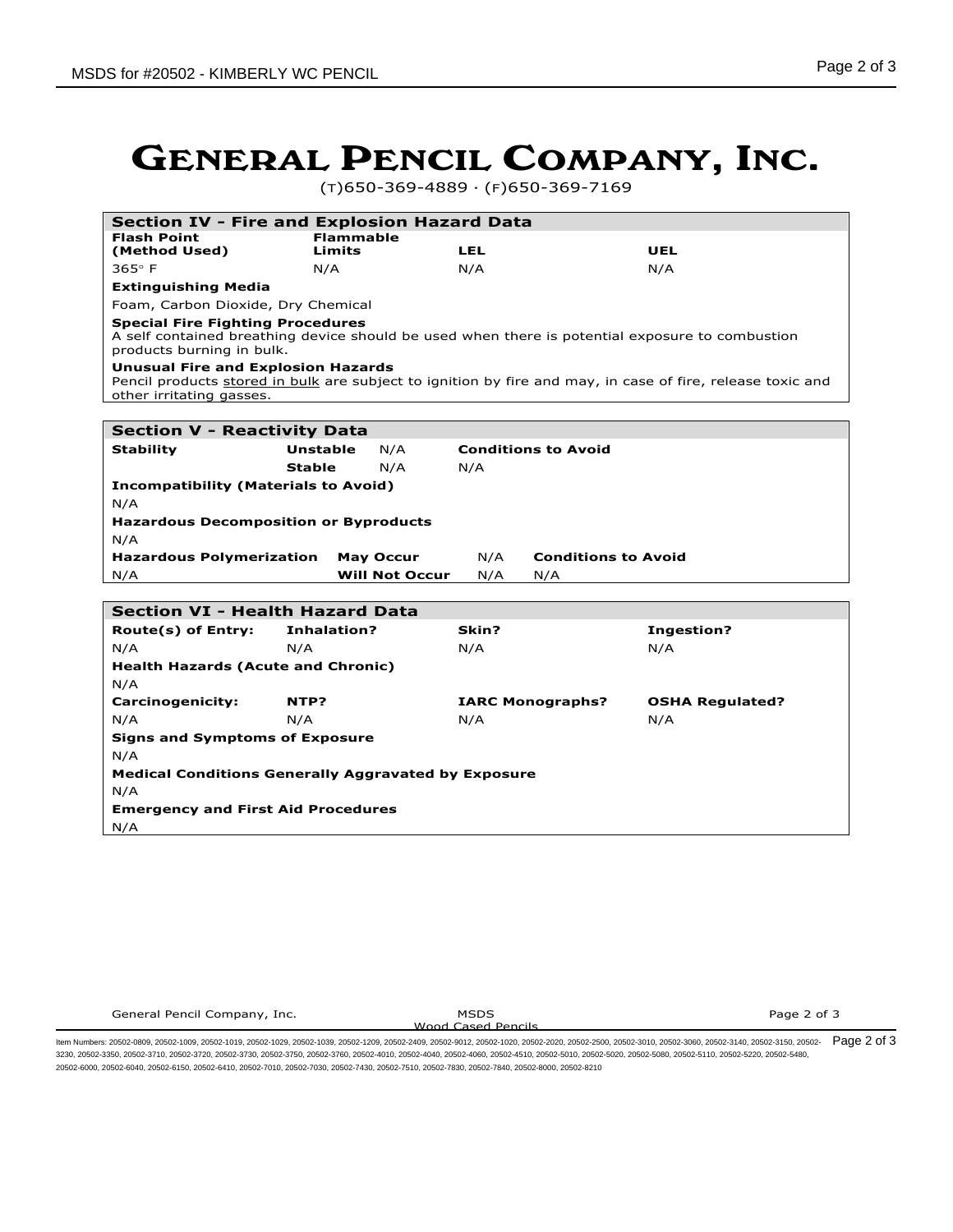# GENERAL PENCIL COMPANY, INC.

(T)650-369-4889 · (F)650-369-7169

## Section IV - Fire and Explosion Hazard Data

| Flash Point (Method Used) | Flammable Limits | LEL | UEL |
|---|---|---|---|
| 365° F | N/A | N/A | N/A |

**Extinguishing Media**

Foam, Carbon Dioxide, Dry Chemical

**Special Fire Fighting Procedures**

A self contained breathing device should be used when there is potential exposure to combustion products burning in bulk.

**Unusual Fire and Explosion Hazards**

Pencil products stored in bulk are subject to ignition by fire and may, in case of fire, release toxic and other irritating gasses.

## Section V - Reactivity Data

| Stability | | | Conditions to Avoid |
|---|---|---|---|
| | Unstable | N/A | |
| | Stable | N/A | N/A |

**Incompatibility (Materials to Avoid)**

N/A

**Hazardous Decomposition or Byproducts**

N/A

| Hazardous Polymerization | | | Conditions to Avoid |
|---|---|---|---|
| | May Occur | N/A | |
| N/A | Will Not Occur | N/A | N/A |

## Section VI - Health Hazard Data

| Route(s) of Entry: | Inhalation? | Skin? | Ingestion? |
|---|---|---|---|
| N/A | N/A | N/A | N/A |

**Health Hazards (Acute and Chronic)**

N/A

| Carcinogenicity: | NTP? | IARC Monographs? | OSHA Regulated? |
|---|---|---|---|
| N/A | N/A | N/A | N/A |

**Signs and Symptoms of Exposure**

N/A

**Medical Conditions Generally Aggravated by Exposure**

N/A

**Emergency and First Aid Procedures**

N/A

Item Numbers: 20502-0809, 20502-1009, 20502-1019, 20502-1029, 20502-1039, 20502-1209, 20502-2409, 20502-9012, 20502-1020, 20502-2020, 20502-2500, 20502-3010, 20502-3060, 20502-3140, 20502-3150, 20502-3230, 20502-3350, 20502-3710, 20502-3720, 20502-3730, 20502-3750, 20502-3760, 20502-4010, 20502-4040, 20502-4060, 20502-4510, 20502-5010, 20502-5020, 20502-5080, 20502-5110, 20502-5220, 20502-5480, 20502-6000, 20502-6040, 20502-6150, 20502-6410, 20502-7010, 20502-7030, 20502-7430, 20502-7510, 20502-7830, 20502-7840, 20502-8000, 20502-8210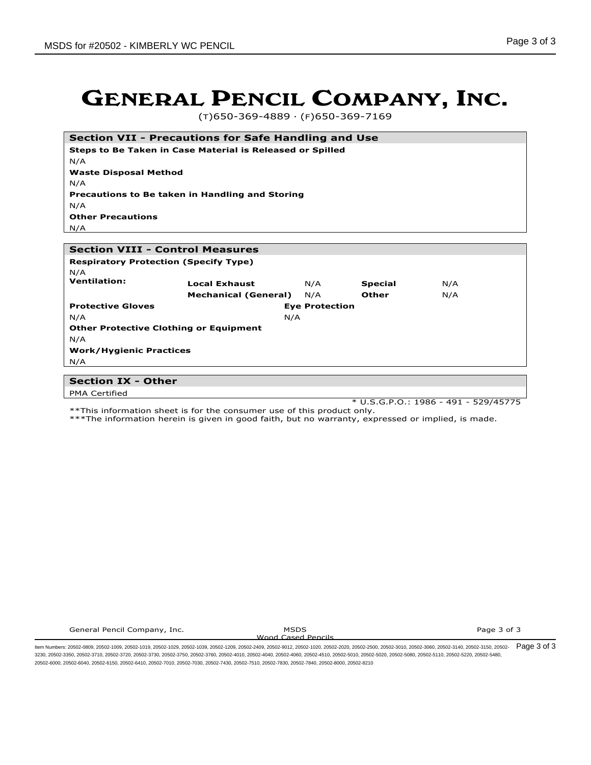# GENERAL PENCIL COMPANY, INC.

(T)650-369-4889 · (F)650-369-7169

## Section VII - Precautions for Safe Handling and Use

**Steps to Be Taken in Case Material is Released or Spilled**

N/A

**Waste Disposal Method**

N/A

**Precautions to Be taken in Handling and Storing**

N/A

**Other Precautions**

N/A

## Section VIII - Control Measures

**Respiratory Protection (Specify Type)**

N/A

| | | | | |
|---|---|---|---|---|
| **Ventilation:** | **Local Exhaust** | N/A | **Special** | N/A |
| | **Mechanical (General)** | N/A | **Other** | N/A |

**Protective Gloves**

N/A

**Eye Protection**

N/A

**Other Protective Clothing or Equipment**

N/A

**Work/Hygienic Practices**

N/A

## Section IX - Other

PMA Certified

* U.S.G.P.O.: 1986 - 491 - 529/45775

**This information sheet is for the consumer use of this product only.

***The information herein is given in good faith, but no warranty, expressed or implied, is made.

MSDS
Wood Cased Pencils

Item Numbers: 20502-0809, 20502-1009, 20502-1019, 20502-1029, 20502-1039, 20502-1209, 20502-2409, 20502-9012, 20502-1020, 20502-2020, 20502-2500, 20502-3010, 20502-3060, 20502-3140, 20502-3150, 20502-3230, 20502-3350, 20502-3710, 20502-3720, 20502-3730, 20502-3750, 20502-3760, 20502-4010, 20502-4040, 20502-4060, 20502-4510, 20502-5010, 20502-5020, 20502-5080, 20502-5110, 20502-5220, 20502-5480, 20502-6000, 20502-6040, 20502-6150, 20502-6410, 20502-7010, 20502-7030, 20502-7430, 20502-7510, 20502-7830, 20502-7840, 20502-8000, 20502-8210